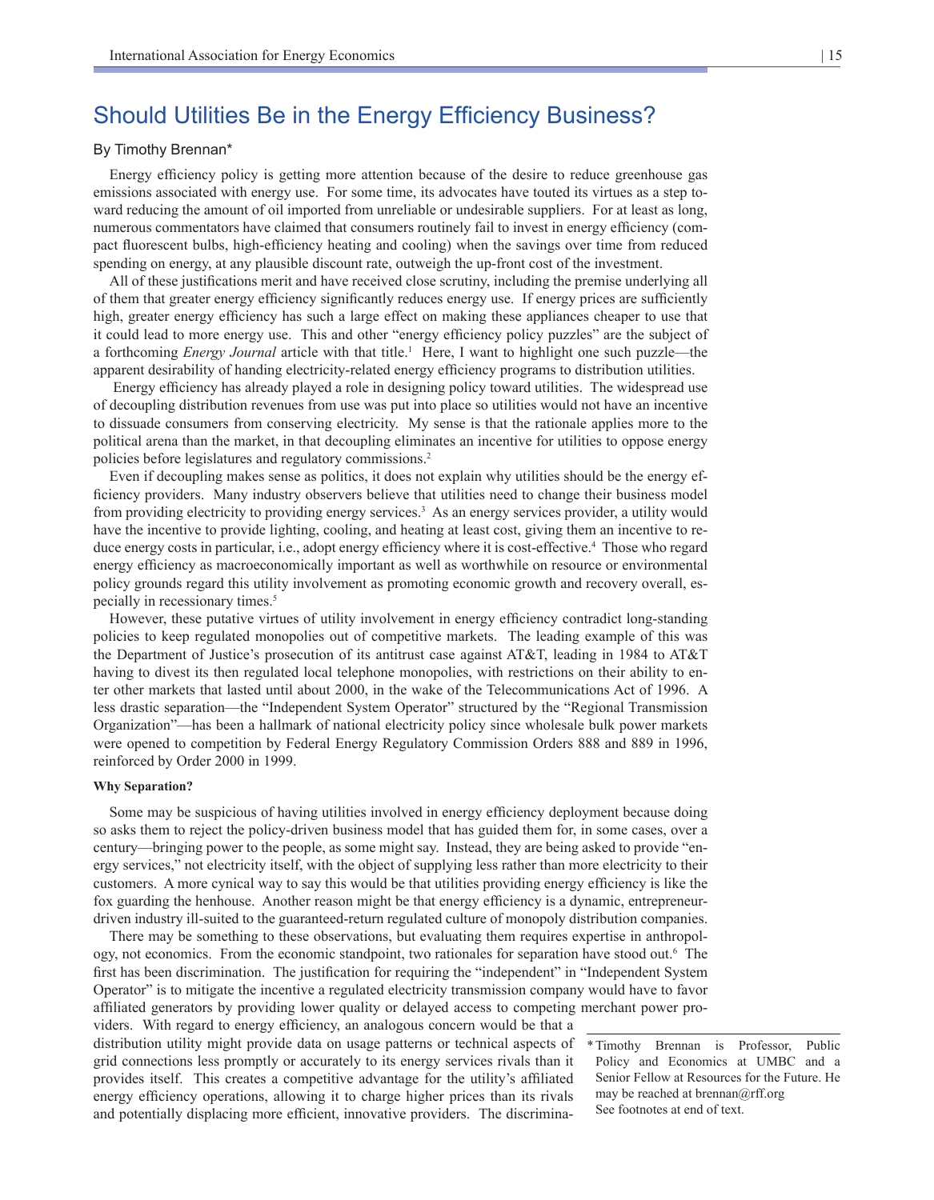# Should Utilities Be in the Energy Efficiency Business?

By Timothy Brennan*

Energy efficiency policy is getting more attention because of the desire to reduce greenhouse gas emissions associated with energy use. For some time, its advocates have touted its virtues as a step toward reducing the amount of oil imported from unreliable or undesirable suppliers. For at least as long, numerous commentators have claimed that consumers routinely fail to invest in energy efficiency (compact fluorescent bulbs, high-efficiency heating and cooling) when the savings over time from reduced spending on energy, at any plausible discount rate, outweigh the up-front cost of the investment.

All of these justifications merit and have received close scrutiny, including the premise underlying all of them that greater energy efficiency significantly reduces energy use. If energy prices are sufficiently high, greater energy efficiency has such a large effect on making these appliances cheaper to use that it could lead to more energy use. This and other "energy efficiency policy puzzles" are the subject of a forthcoming *Energy Journal* article with that title.[1] Here, I want to highlight one such puzzle—the apparent desirability of handing electricity-related energy efficiency programs to distribution utilities.

Energy efficiency has already played a role in designing policy toward utilities. The widespread use of decoupling distribution revenues from use was put into place so utilities would not have an incentive to dissuade consumers from conserving electricity. My sense is that the rationale applies more to the political arena than the market, in that decoupling eliminates an incentive for utilities to oppose energy policies before legislatures and regulatory commissions.[2]

Even if decoupling makes sense as politics, it does not explain why utilities should be the energy efficiency providers. Many industry observers believe that utilities need to change their business model from providing electricity to providing energy services.[3] As an energy services provider, a utility would have the incentive to provide lighting, cooling, and heating at least cost, giving them an incentive to reduce energy costs in particular, i.e., adopt energy efficiency where it is cost-effective.[4] Those who regard energy efficiency as macroeconomically important as well as worthwhile on resource or environmental policy grounds regard this utility involvement as promoting economic growth and recovery overall, especially in recessionary times.[5]

However, these putative virtues of utility involvement in energy efficiency contradict long-standing policies to keep regulated monopolies out of competitive markets. The leading example of this was the Department of Justice's prosecution of its antitrust case against AT&T, leading in 1984 to AT&T having to divest its then regulated local telephone monopolies, with restrictions on their ability to enter other markets that lasted until about 2000, in the wake of the Telecommunications Act of 1996. A less drastic separation—the "Independent System Operator" structured by the "Regional Transmission Organization"—has been a hallmark of national electricity policy since wholesale bulk power markets were opened to competition by Federal Energy Regulatory Commission Orders 888 and 889 in 1996, reinforced by Order 2000 in 1999.

### Why Separation?

Some may be suspicious of having utilities involved in energy efficiency deployment because doing so asks them to reject the policy-driven business model that has guided them for, in some cases, over a century—bringing power to the people, as some might say. Instead, they are being asked to provide "energy services," not electricity itself, with the object of supplying less rather than more electricity to their customers. A more cynical way to say this would be that utilities providing energy efficiency is like the fox guarding the henhouse. Another reason might be that energy efficiency is a dynamic, entrepreneur-driven industry ill-suited to the guaranteed-return regulated culture of monopoly distribution companies.

There may be something to these observations, but evaluating them requires expertise in anthropology, not economics. From the economic standpoint, two rationales for separation have stood out.[6] The first has been discrimination. The justification for requiring the "independent" in "Independent System Operator" is to mitigate the incentive a regulated electricity transmission company would have to favor affiliated generators by providing lower quality or delayed access to competing merchant power providers. With regard to energy efficiency, an analogous concern would be that a distribution utility might provide data on usage patterns or technical aspects of grid connections less promptly or accurately to its energy services rivals than it provides itself. This creates a competitive advantage for the utility's affiliated energy efficiency operations, allowing it to charge higher prices than its rivals and potentially displacing more efficient, innovative providers. The discrimina-

\* Timothy Brennan is Professor, Public Policy and Economics at UMBC and a Senior Fellow at Resources for the Future. He may be reached at brennan@rff.org
See footnotes at end of text.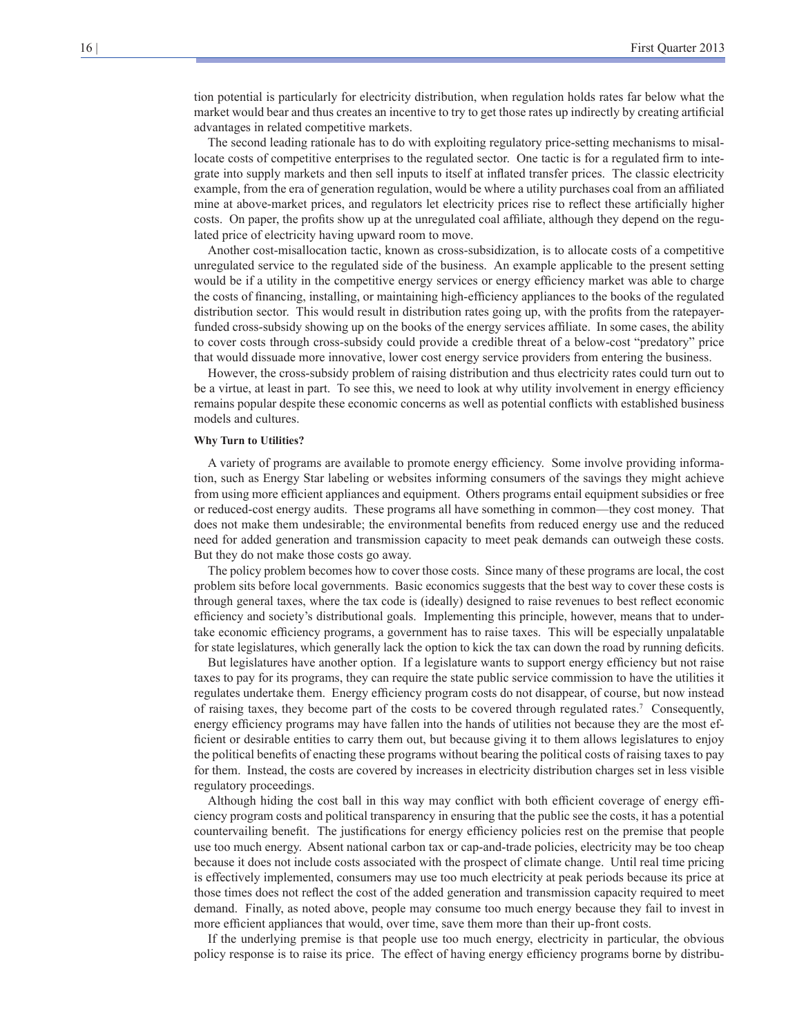tion potential is particularly for electricity distribution, when regulation holds rates far below what the market would bear and thus creates an incentive to try to get those rates up indirectly by creating artificial advantages in related competitive markets.

The second leading rationale has to do with exploiting regulatory price-setting mechanisms to misallocate costs of competitive enterprises to the regulated sector. One tactic is for a regulated firm to integrate into supply markets and then sell inputs to itself at inflated transfer prices. The classic electricity example, from the era of generation regulation, would be where a utility purchases coal from an affiliated mine at above-market prices, and regulators let electricity prices rise to reflect these artificially higher costs. On paper, the profits show up at the unregulated coal affiliate, although they depend on the regulated price of electricity having upward room to move.

Another cost-misallocation tactic, known as cross-subsidization, is to allocate costs of a competitive unregulated service to the regulated side of the business. An example applicable to the present setting would be if a utility in the competitive energy services or energy efficiency market was able to charge the costs of financing, installing, or maintaining high-efficiency appliances to the books of the regulated distribution sector. This would result in distribution rates going up, with the profits from the ratepayer-funded cross-subsidy showing up on the books of the energy services affiliate. In some cases, the ability to cover costs through cross-subsidy could provide a credible threat of a below-cost "predatory" price that would dissuade more innovative, lower cost energy service providers from entering the business.

However, the cross-subsidy problem of raising distribution and thus electricity rates could turn out to be a virtue, at least in part. To see this, we need to look at why utility involvement in energy efficiency remains popular despite these economic concerns as well as potential conflicts with established business models and cultures.

#### Why Turn to Utilities?

A variety of programs are available to promote energy efficiency. Some involve providing information, such as Energy Star labeling or websites informing consumers of the savings they might achieve from using more efficient appliances and equipment. Others programs entail equipment subsidies or free or reduced-cost energy audits. These programs all have something in common—they cost money. That does not make them undesirable; the environmental benefits from reduced energy use and the reduced need for added generation and transmission capacity to meet peak demands can outweigh these costs. But they do not make those costs go away.

The policy problem becomes how to cover those costs. Since many of these programs are local, the cost problem sits before local governments. Basic economics suggests that the best way to cover these costs is through general taxes, where the tax code is (ideally) designed to raise revenues to best reflect economic efficiency and society's distributional goals. Implementing this principle, however, means that to undertake economic efficiency programs, a government has to raise taxes. This will be especially unpalatable for state legislatures, which generally lack the option to kick the tax can down the road by running deficits.

But legislatures have another option. If a legislature wants to support energy efficiency but not raise taxes to pay for its programs, they can require the state public service commission to have the utilities it regulates undertake them. Energy efficiency program costs do not disappear, of course, but now instead of raising taxes, they become part of the costs to be covered through regulated rates.[7] Consequently, energy efficiency programs may have fallen into the hands of utilities not because they are the most efficient or desirable entities to carry them out, but because giving it to them allows legislatures to enjoy the political benefits of enacting these programs without bearing the political costs of raising taxes to pay for them. Instead, the costs are covered by increases in electricity distribution charges set in less visible regulatory proceedings.

Although hiding the cost ball in this way may conflict with both efficient coverage of energy efficiency program costs and political transparency in ensuring that the public see the costs, it has a potential countervailing benefit. The justifications for energy efficiency policies rest on the premise that people use too much energy. Absent national carbon tax or cap-and-trade policies, electricity may be too cheap because it does not include costs associated with the prospect of climate change. Until real time pricing is effectively implemented, consumers may use too much electricity at peak periods because its price at those times does not reflect the cost of the added generation and transmission capacity required to meet demand. Finally, as noted above, people may consume too much energy because they fail to invest in more efficient appliances that would, over time, save them more than their up-front costs.

If the underlying premise is that people use too much energy, electricity in particular, the obvious policy response is to raise its price. The effect of having energy efficiency programs borne by distribu-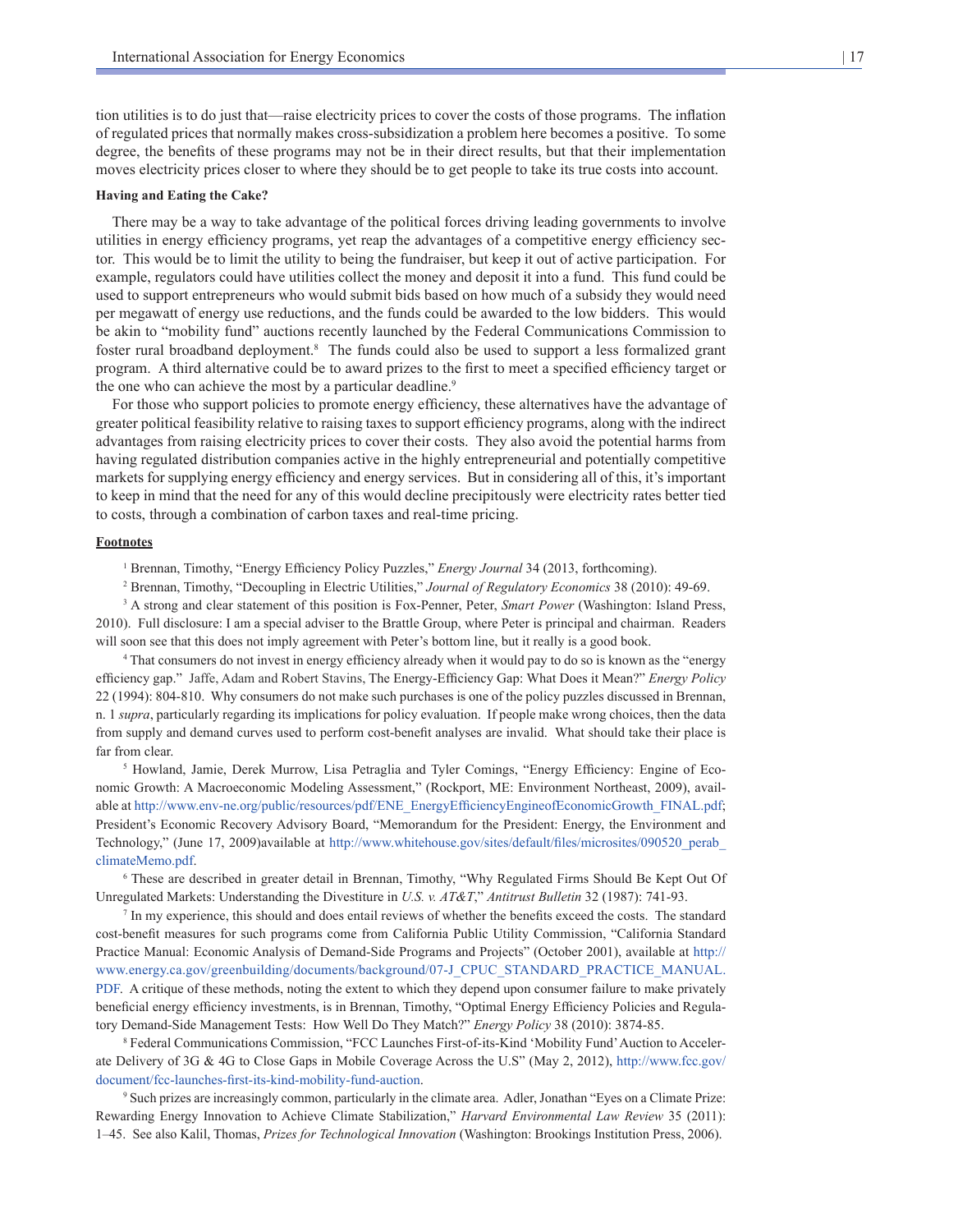tion utilities is to do just that—raise electricity prices to cover the costs of those programs. The inflation of regulated prices that normally makes cross-subsidization a problem here becomes a positive. To some degree, the benefits of these programs may not be in their direct results, but that their implementation moves electricity prices closer to where they should be to get people to take its true costs into account.

**Having and Eating the Cake?**

There may be a way to take advantage of the political forces driving leading governments to involve utilities in energy efficiency programs, yet reap the advantages of a competitive energy efficiency sector. This would be to limit the utility to being the fundraiser, but keep it out of active participation. For example, regulators could have utilities collect the money and deposit it into a fund. This fund could be used to support entrepreneurs who would submit bids based on how much of a subsidy they would need per megawatt of energy use reductions, and the funds could be awarded to the low bidders. This would be akin to "mobility fund" auctions recently launched by the Federal Communications Commission to foster rural broadband deployment.[8] The funds could also be used to support a less formalized grant program. A third alternative could be to award prizes to the first to meet a specified efficiency target or the one who can achieve the most by a particular deadline.[9]

For those who support policies to promote energy efficiency, these alternatives have the advantage of greater political feasibility relative to raising taxes to support efficiency programs, along with the indirect advantages from raising electricity prices to cover their costs. They also avoid the potential harms from having regulated distribution companies active in the highly entrepreneurial and potentially competitive markets for supplying energy efficiency and energy services. But in considering all of this, it's important to keep in mind that the need for any of this would decline precipitously were electricity rates better tied to costs, through a combination of carbon taxes and real-time pricing.

**Footnotes**

[1] Brennan, Timothy, "Energy Efficiency Policy Puzzles," *Energy Journal* 34 (2013, forthcoming).

[2] Brennan, Timothy, "Decoupling in Electric Utilities," *Journal of Regulatory Economics* 38 (2010): 49-69.

[3] A strong and clear statement of this position is Fox-Penner, Peter, *Smart Power* (Washington: Island Press, 2010). Full disclosure: I am a special adviser to the Brattle Group, where Peter is principal and chairman. Readers will soon see that this does not imply agreement with Peter's bottom line, but it really is a good book.

[4] That consumers do not invest in energy efficiency already when it would pay to do so is known as the "energy efficiency gap." Jaffe, Adam and Robert Stavins, The Energy-Efficiency Gap: What Does it Mean?" *Energy Policy* 22 (1994): 804-810. Why consumers do not make such purchases is one of the policy puzzles discussed in Brennan, n. 1 *supra*, particularly regarding its implications for policy evaluation. If people make wrong choices, then the data from supply and demand curves used to perform cost-benefit analyses are invalid. What should take their place is far from clear.

[5] Howland, Jamie, Derek Murrow, Lisa Petraglia and Tyler Comings, "Energy Efficiency: Engine of Economic Growth: A Macroeconomic Modeling Assessment," (Rockport, ME: Environment Northeast, 2009), available at http://www.env-ne.org/public/resources/pdf/ENE_EnergyEfficiencyEngineofEconomicGrowth_FINAL.pdf; President's Economic Recovery Advisory Board, "Memorandum for the President: Energy, the Environment and Technology," (June 17, 2009)available at http://www.whitehouse.gov/sites/default/files/microsites/090520_perab_climateMemo.pdf.

[6] These are described in greater detail in Brennan, Timothy, "Why Regulated Firms Should Be Kept Out Of Unregulated Markets: Understanding the Divestiture in *U.S. v. AT&T*," *Antitrust Bulletin* 32 (1987): 741-93.

[7] In my experience, this should and does entail reviews of whether the benefits exceed the costs. The standard cost-benefit measures for such programs come from California Public Utility Commission, "California Standard Practice Manual: Economic Analysis of Demand-Side Programs and Projects" (October 2001), available at http://www.energy.ca.gov/greenbuilding/documents/background/07-J_CPUC_STANDARD_PRACTICE_MANUAL.PDF. A critique of these methods, noting the extent to which they depend upon consumer failure to make privately beneficial energy efficiency investments, is in Brennan, Timothy, "Optimal Energy Efficiency Policies and Regulatory Demand-Side Management Tests: How Well Do They Match?" *Energy Policy* 38 (2010): 3874-85.

[8] Federal Communications Commission, "FCC Launches First-of-its-Kind 'Mobility Fund' Auction to Accelerate Delivery of 3G & 4G to Close Gaps in Mobile Coverage Across the U.S" (May 2, 2012), http://www.fcc.gov/document/fcc-launches-first-its-kind-mobility-fund-auction.

[9] Such prizes are increasingly common, particularly in the climate area. Adler, Jonathan "Eyes on a Climate Prize: Rewarding Energy Innovation to Achieve Climate Stabilization," *Harvard Environmental Law Review* 35 (2011): 1–45. See also Kalil, Thomas, *Prizes for Technological Innovation* (Washington: Brookings Institution Press, 2006).